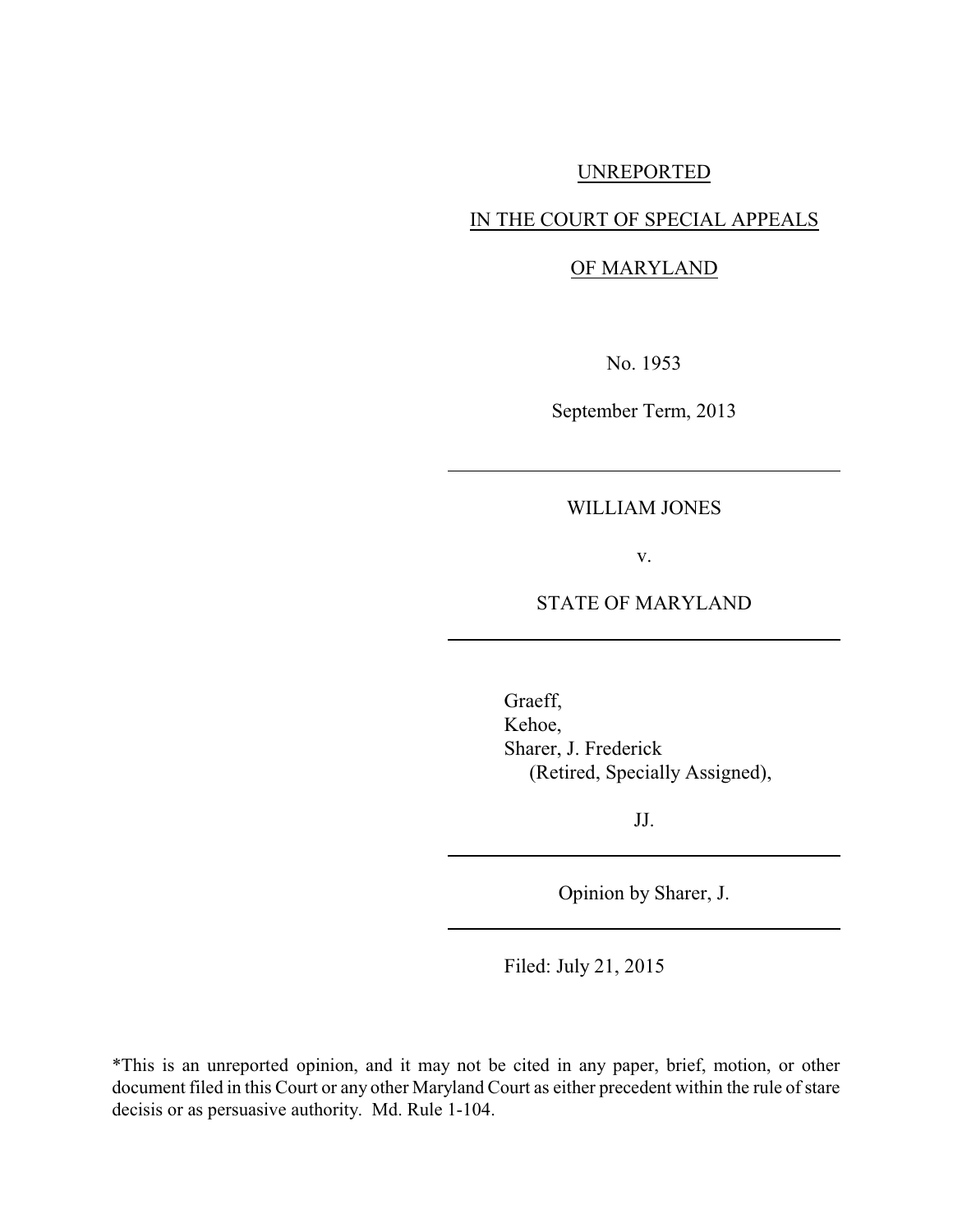UNREPORTED

IN THE COURT OF SPECIAL APPEALS

OF MARYLAND

No. 1953

September Term, 2013

---

WILLIAM JONES

v.

STATE OF MARYLAND

---

Graeff,
Kehoe,
Sharer, J. Frederick
(Retired, Specially Assigned),

JJ.

---

Opinion by Sharer, J.

---

Filed: July 21, 2015

*This is an unreported opinion, and it may not be cited in any paper, brief, motion, or other document filed in this Court or any other Maryland Court as either precedent within the rule of stare decisis or as persuasive authority. Md. Rule 1-104.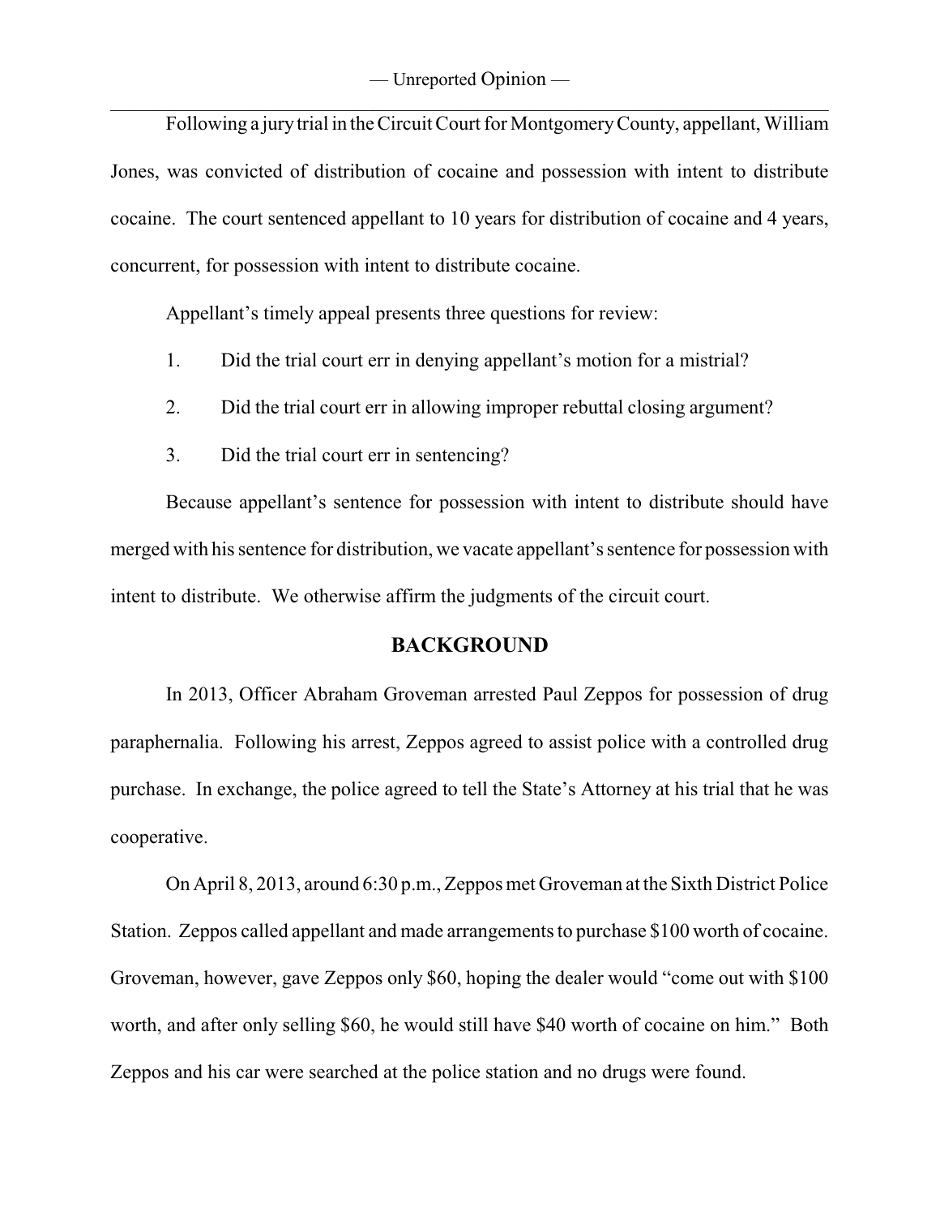Following a jury trial in the Circuit Court for Montgomery County, appellant, William Jones, was convicted of distribution of cocaine and possession with intent to distribute cocaine. The court sentenced appellant to 10 years for distribution of cocaine and 4 years, concurrent, for possession with intent to distribute cocaine.

Appellant's timely appeal presents three questions for review:

1. Did the trial court err in denying appellant's motion for a mistrial?
2. Did the trial court err in allowing improper rebuttal closing argument?
3. Did the trial court err in sentencing?

Because appellant's sentence for possession with intent to distribute should have merged with his sentence for distribution, we vacate appellant's sentence for possession with intent to distribute. We otherwise affirm the judgments of the circuit court.

## BACKGROUND

In 2013, Officer Abraham Groveman arrested Paul Zeppos for possession of drug paraphernalia. Following his arrest, Zeppos agreed to assist police with a controlled drug purchase. In exchange, the police agreed to tell the State's Attorney at his trial that he was cooperative.

On April 8, 2013, around 6:30 p.m., Zeppos met Groveman at the Sixth District Police Station. Zeppos called appellant and made arrangements to purchase $100 worth of cocaine. Groveman, however, gave Zeppos only $60, hoping the dealer would "come out with $100 worth, and after only selling $60, he would still have $40 worth of cocaine on him." Both Zeppos and his car were searched at the police station and no drugs were found.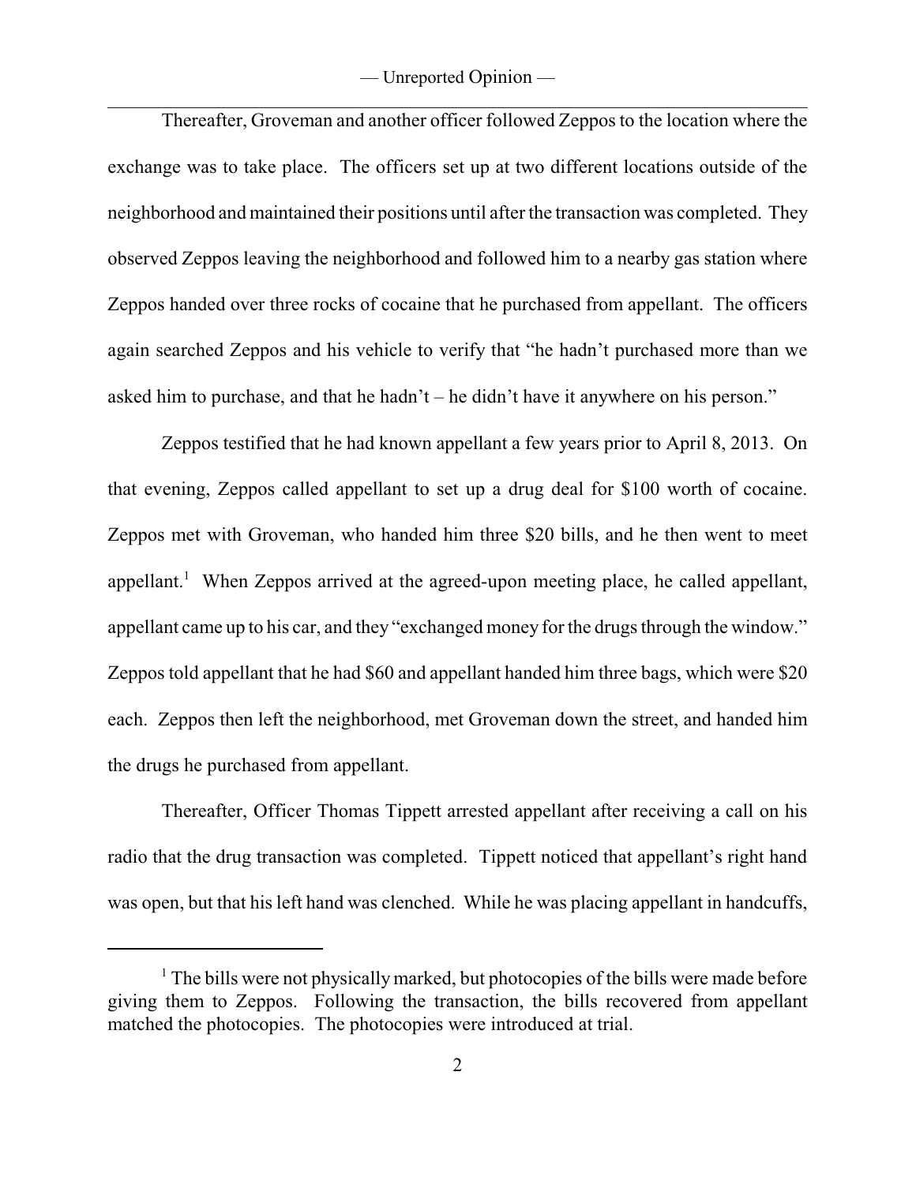Thereafter, Groveman and another officer followed Zeppos to the location where the exchange was to take place. The officers set up at two different locations outside of the neighborhood and maintained their positions until after the transaction was completed. They observed Zeppos leaving the neighborhood and followed him to a nearby gas station where Zeppos handed over three rocks of cocaine that he purchased from appellant. The officers again searched Zeppos and his vehicle to verify that "he hadn't purchased more than we asked him to purchase, and that he hadn't – he didn't have it anywhere on his person."

Zeppos testified that he had known appellant a few years prior to April 8, 2013. On that evening, Zeppos called appellant to set up a drug deal for $100 worth of cocaine. Zeppos met with Groveman, who handed him three $20 bills, and he then went to meet appellant.[1] When Zeppos arrived at the agreed-upon meeting place, he called appellant, appellant came up to his car, and they "exchanged money for the drugs through the window." Zeppos told appellant that he had $60 and appellant handed him three bags, which were $20 each. Zeppos then left the neighborhood, met Groveman down the street, and handed him the drugs he purchased from appellant.

Thereafter, Officer Thomas Tippett arrested appellant after receiving a call on his radio that the drug transaction was completed. Tippett noticed that appellant's right hand was open, but that his left hand was clenched. While he was placing appellant in handcuffs,

---

[1] The bills were not physically marked, but photocopies of the bills were made before giving them to Zeppos. Following the transaction, the bills recovered from appellant matched the photocopies. The photocopies were introduced at trial.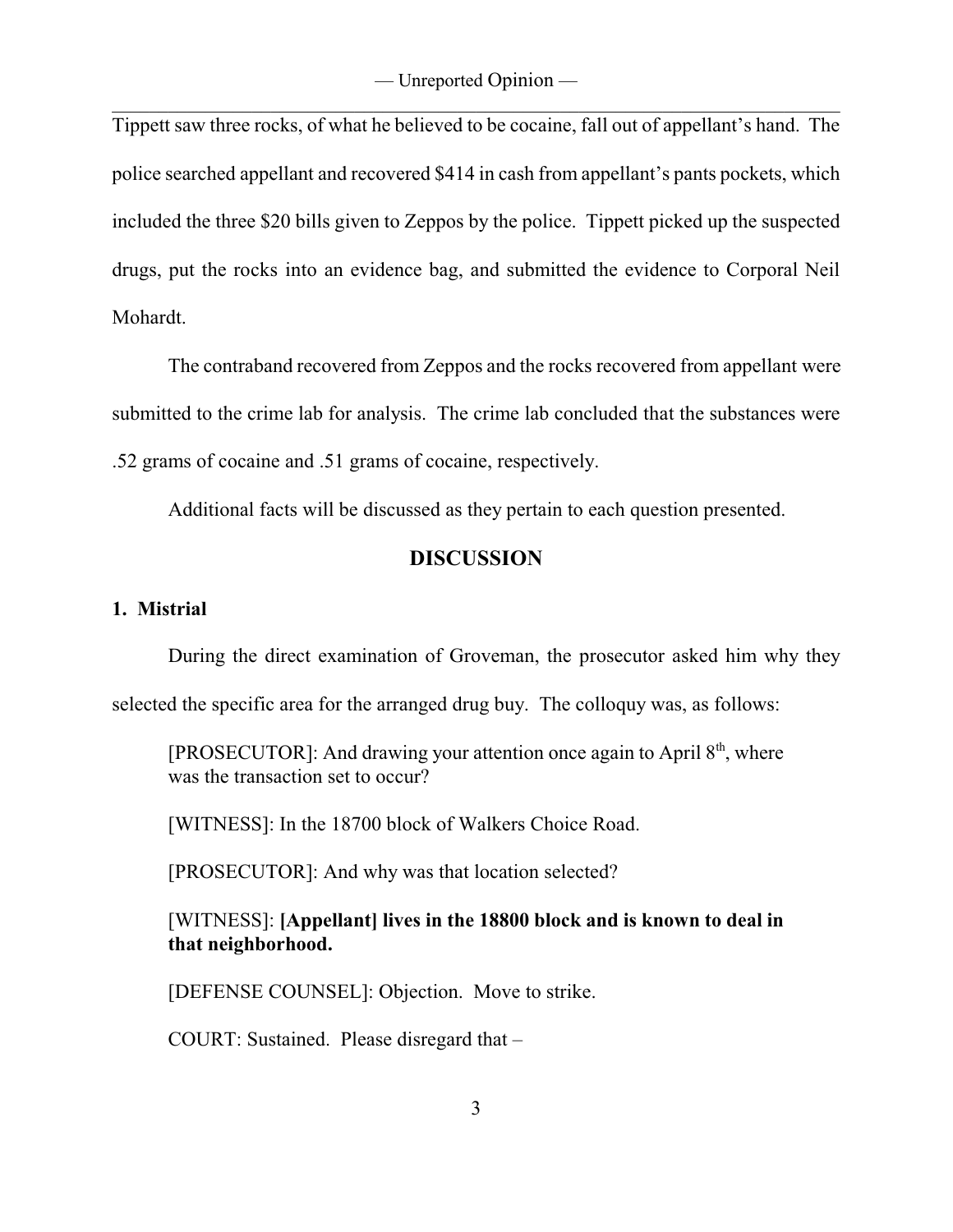Tippett saw three rocks, of what he believed to be cocaine, fall out of appellant's hand. The police searched appellant and recovered $414 in cash from appellant's pants pockets, which included the three $20 bills given to Zeppos by the police. Tippett picked up the suspected drugs, put the rocks into an evidence bag, and submitted the evidence to Corporal Neil Mohardt.

The contraband recovered from Zeppos and the rocks recovered from appellant were submitted to the crime lab for analysis. The crime lab concluded that the substances were .52 grams of cocaine and .51 grams of cocaine, respectively.

Additional facts will be discussed as they pertain to each question presented.

## DISCUSSION

### 1. Mistrial

During the direct examination of Groveman, the prosecutor asked him why they selected the specific area for the arranged drug buy. The colloquy was, as follows:

> [PROSECUTOR]: And drawing your attention once again to April 8th, where was the transaction set to occur?
>
> [WITNESS]: In the 18700 block of Walkers Choice Road.
>
> [PROSECUTOR]: And why was that location selected?
>
> [WITNESS]: **[Appellant] lives in the 18800 block and is known to deal in that neighborhood.**
>
> [DEFENSE COUNSEL]: Objection. Move to strike.
>
> COURT: Sustained. Please disregard that –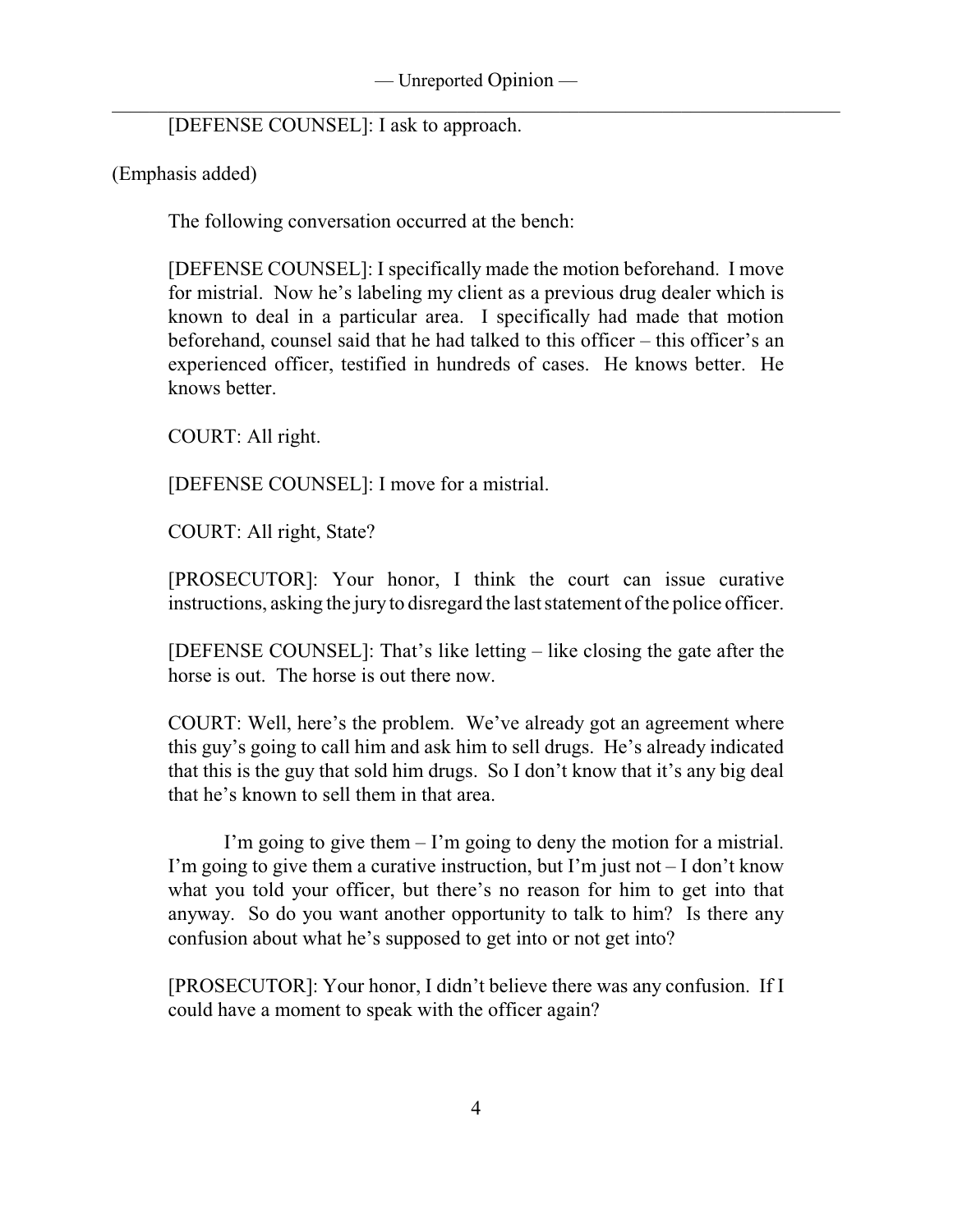[DEFENSE COUNSEL]: I ask to approach.

(Emphasis added)

The following conversation occurred at the bench:

[DEFENSE COUNSEL]: I specifically made the motion beforehand. I move for mistrial. Now he's labeling my client as a previous drug dealer which is known to deal in a particular area. I specifically had made that motion beforehand, counsel said that he had talked to this officer – this officer's an experienced officer, testified in hundreds of cases. He knows better. He knows better.

COURT: All right.

[DEFENSE COUNSEL]: I move for a mistrial.

COURT: All right, State?

[PROSECUTOR]: Your honor, I think the court can issue curative instructions, asking the jury to disregard the last statement of the police officer.

[DEFENSE COUNSEL]: That's like letting – like closing the gate after the horse is out. The horse is out there now.

COURT: Well, here's the problem. We've already got an agreement where this guy's going to call him and ask him to sell drugs. He's already indicated that this is the guy that sold him drugs. So I don't know that it's any big deal that he's known to sell them in that area.

I'm going to give them – I'm going to deny the motion for a mistrial. I'm going to give them a curative instruction, but I'm just not – I don't know what you told your officer, but there's no reason for him to get into that anyway. So do you want another opportunity to talk to him? Is there any confusion about what he's supposed to get into or not get into?

[PROSECUTOR]: Your honor, I didn't believe there was any confusion. If I could have a moment to speak with the officer again?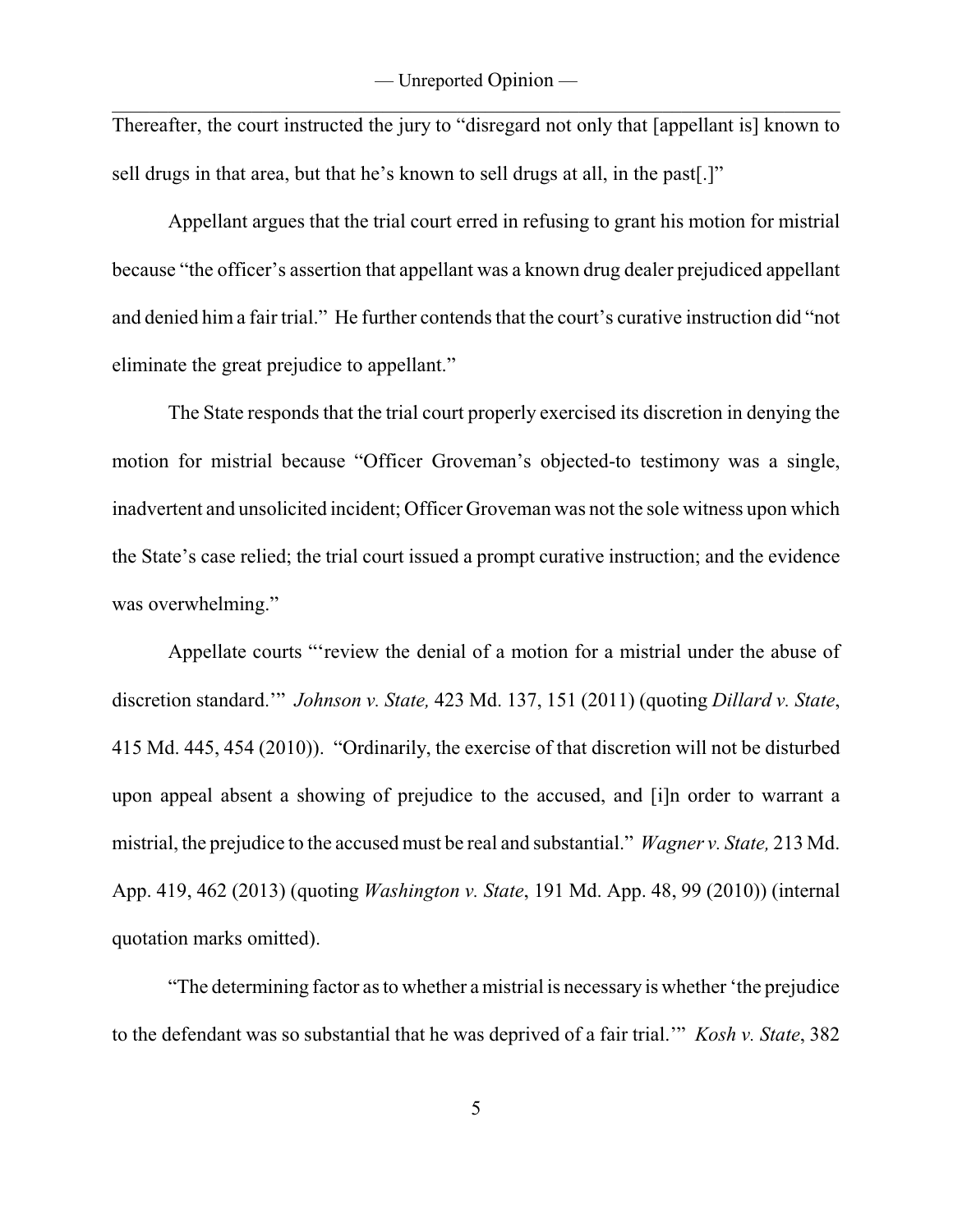Thereafter, the court instructed the jury to "disregard not only that [appellant is] known to sell drugs in that area, but that he's known to sell drugs at all, in the past[.]"

Appellant argues that the trial court erred in refusing to grant his motion for mistrial because "the officer's assertion that appellant was a known drug dealer prejudiced appellant and denied him a fair trial." He further contends that the court's curative instruction did "not eliminate the great prejudice to appellant."

The State responds that the trial court properly exercised its discretion in denying the motion for mistrial because "Officer Groveman's objected-to testimony was a single, inadvertent and unsolicited incident; Officer Groveman was not the sole witness upon which the State's case relied; the trial court issued a prompt curative instruction; and the evidence was overwhelming."

Appellate courts "'review the denial of a motion for a mistrial under the abuse of discretion standard.'" *Johnson v. State,* 423 Md. 137, 151 (2011) (quoting *Dillard v. State*, 415 Md. 445, 454 (2010)). "Ordinarily, the exercise of that discretion will not be disturbed upon appeal absent a showing of prejudice to the accused, and [i]n order to warrant a mistrial, the prejudice to the accused must be real and substantial." *Wagner v. State,* 213 Md. App. 419, 462 (2013) (quoting *Washington v. State*, 191 Md. App. 48, 99 (2010)) (internal quotation marks omitted).

"The determining factor as to whether a mistrial is necessary is whether 'the prejudice to the defendant was so substantial that he was deprived of a fair trial.'" *Kosh v. State*, 382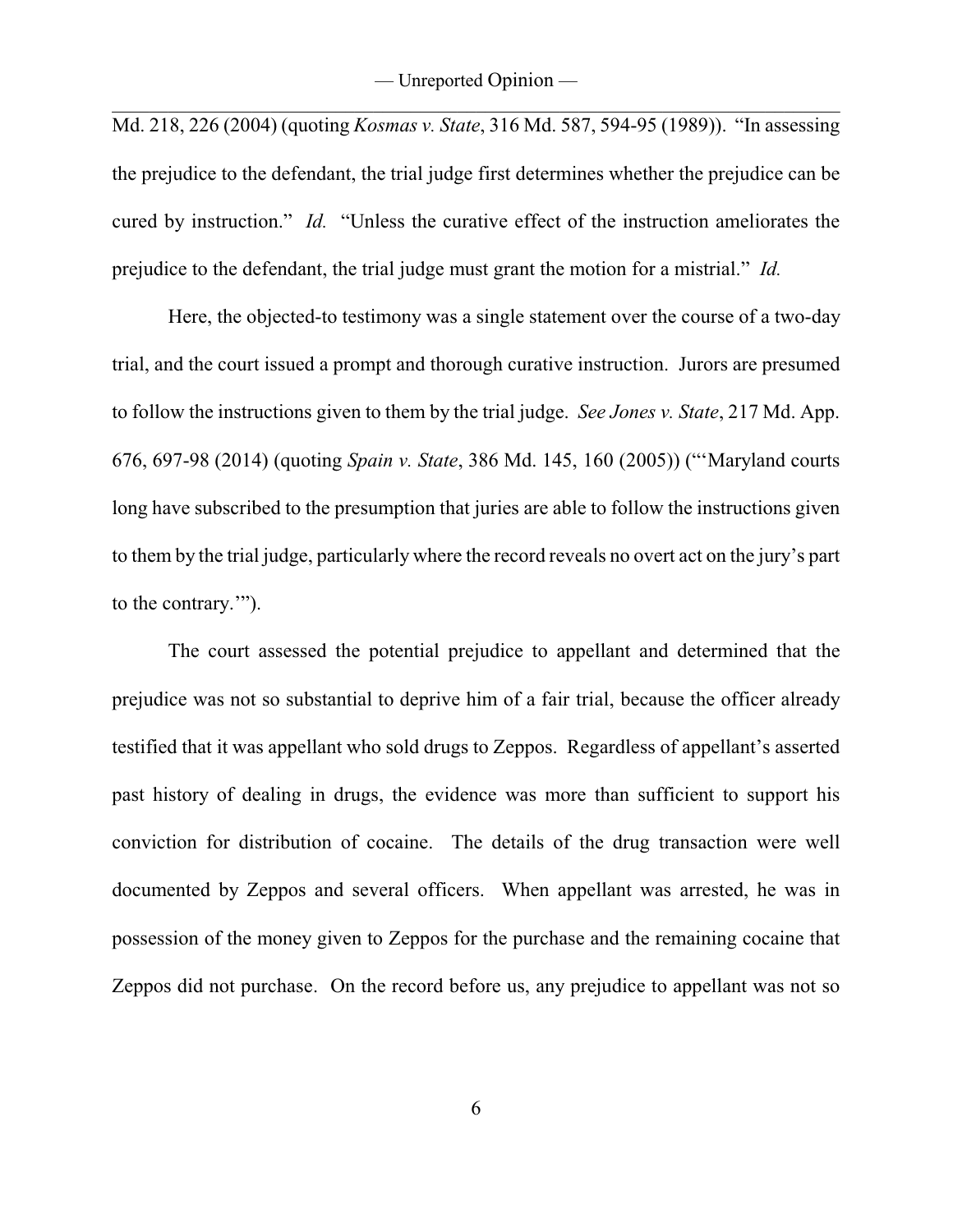Md. 218, 226 (2004) (quoting *Kosmas v. State*, 316 Md. 587, 594-95 (1989)). "In assessing the prejudice to the defendant, the trial judge first determines whether the prejudice can be cured by instruction." *Id.* "Unless the curative effect of the instruction ameliorates the prejudice to the defendant, the trial judge must grant the motion for a mistrial." *Id.*

Here, the objected-to testimony was a single statement over the course of a two-day trial, and the court issued a prompt and thorough curative instruction. Jurors are presumed to follow the instructions given to them by the trial judge. *See Jones v. State*, 217 Md. App. 676, 697-98 (2014) (quoting *Spain v. State*, 386 Md. 145, 160 (2005)) ("'Maryland courts long have subscribed to the presumption that juries are able to follow the instructions given to them by the trial judge, particularly where the record reveals no overt act on the jury's part to the contrary.'").

The court assessed the potential prejudice to appellant and determined that the prejudice was not so substantial to deprive him of a fair trial, because the officer already testified that it was appellant who sold drugs to Zeppos. Regardless of appellant's asserted past history of dealing in drugs, the evidence was more than sufficient to support his conviction for distribution of cocaine. The details of the drug transaction were well documented by Zeppos and several officers. When appellant was arrested, he was in possession of the money given to Zeppos for the purchase and the remaining cocaine that Zeppos did not purchase. On the record before us, any prejudice to appellant was not so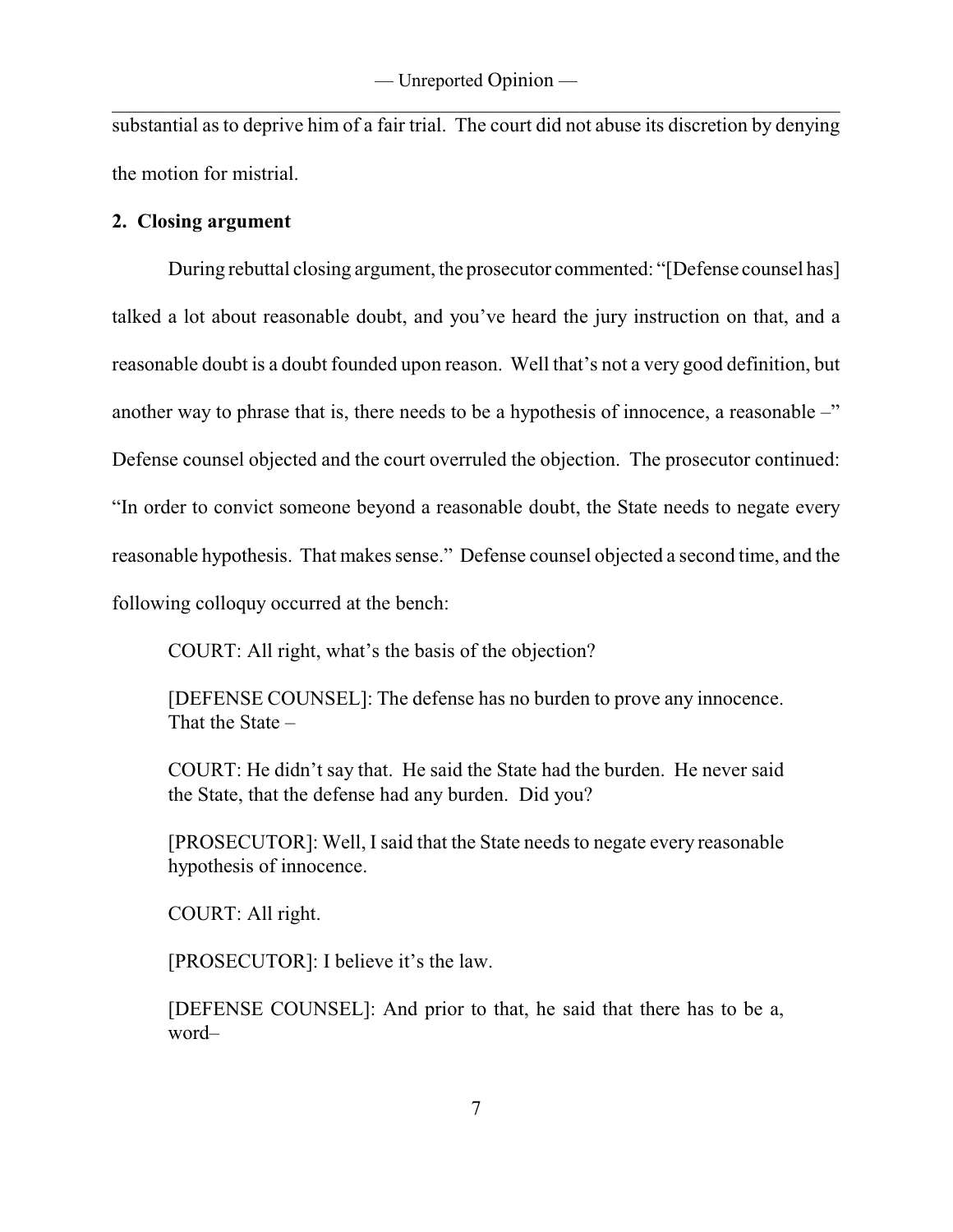substantial as to deprive him of a fair trial. The court did not abuse its discretion by denying the motion for mistrial.

**2. Closing argument**

During rebuttal closing argument, the prosecutor commented: "[Defense counsel has] talked a lot about reasonable doubt, and you've heard the jury instruction on that, and a reasonable doubt is a doubt founded upon reason. Well that's not a very good definition, but another way to phrase that is, there needs to be a hypothesis of innocence, a reasonable –" Defense counsel objected and the court overruled the objection. The prosecutor continued: "In order to convict someone beyond a reasonable doubt, the State needs to negate every reasonable hypothesis. That makes sense." Defense counsel objected a second time, and the following colloquy occurred at the bench:

> COURT: All right, what's the basis of the objection?
>
> [DEFENSE COUNSEL]: The defense has no burden to prove any innocence. That the State –
>
> COURT: He didn't say that. He said the State had the burden. He never said the State, that the defense had any burden. Did you?
>
> [PROSECUTOR]: Well, I said that the State needs to negate every reasonable hypothesis of innocence.
>
> COURT: All right.
>
> [PROSECUTOR]: I believe it's the law.
>
> [DEFENSE COUNSEL]: And prior to that, he said that there has to be a, word–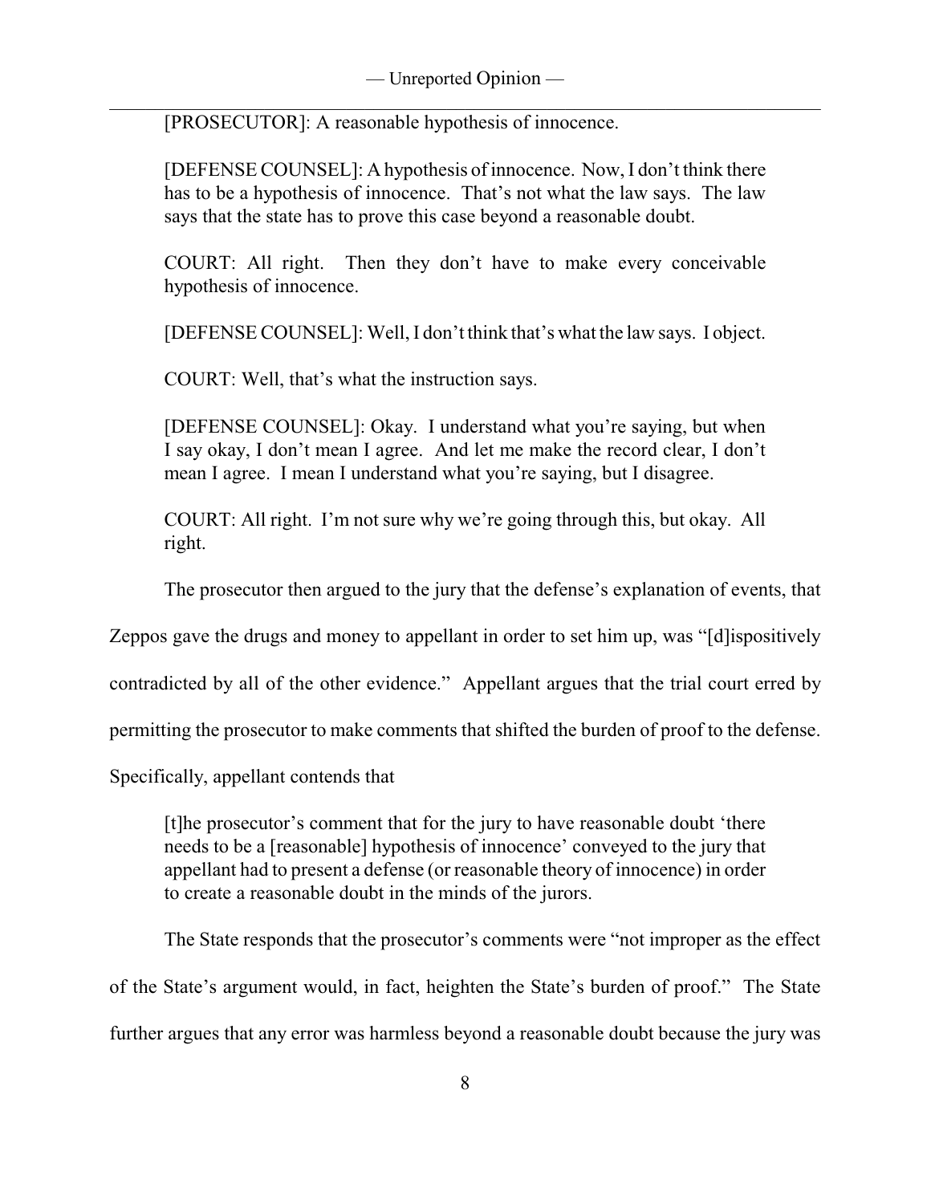[PROSECUTOR]: A reasonable hypothesis of innocence.

> [DEFENSE COUNSEL]: A hypothesis of innocence. Now, I don't think there has to be a hypothesis of innocence. That's not what the law says. The law says that the state has to prove this case beyond a reasonable doubt.
>
> COURT: All right. Then they don't have to make every conceivable hypothesis of innocence.
>
> [DEFENSE COUNSEL]: Well, I don't think that's what the law says. I object.
>
> COURT: Well, that's what the instruction says.
>
> [DEFENSE COUNSEL]: Okay. I understand what you're saying, but when I say okay, I don't mean I agree. And let me make the record clear, I don't mean I agree. I mean I understand what you're saying, but I disagree.
>
> COURT: All right. I'm not sure why we're going through this, but okay. All right.

The prosecutor then argued to the jury that the defense's explanation of events, that Zeppos gave the drugs and money to appellant in order to set him up, was "[d]ispositively contradicted by all of the other evidence." Appellant argues that the trial court erred by permitting the prosecutor to make comments that shifted the burden of proof to the defense. Specifically, appellant contends that

> [t]he prosecutor's comment that for the jury to have reasonable doubt 'there needs to be a [reasonable] hypothesis of innocence' conveyed to the jury that appellant had to present a defense (or reasonable theory of innocence) in order to create a reasonable doubt in the minds of the jurors.

The State responds that the prosecutor's comments were "not improper as the effect of the State's argument would, in fact, heighten the State's burden of proof." The State further argues that any error was harmless beyond a reasonable doubt because the jury was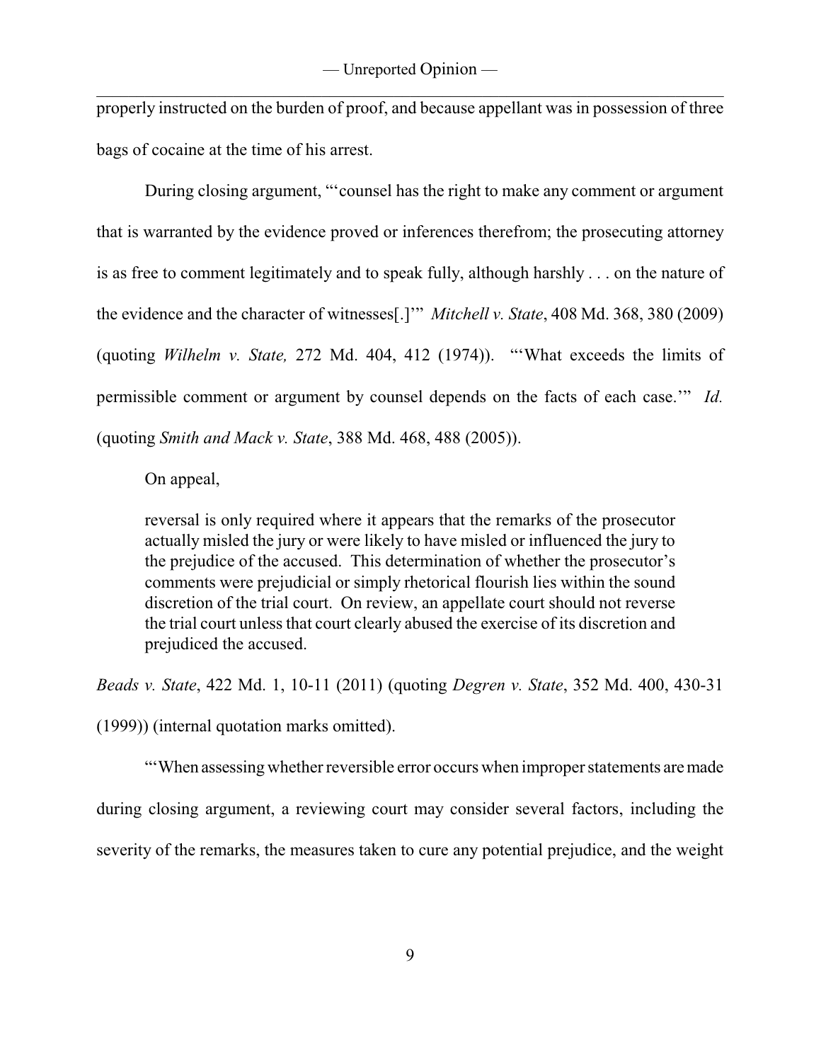properly instructed on the burden of proof, and because appellant was in possession of three bags of cocaine at the time of his arrest.

During closing argument, "'counsel has the right to make any comment or argument that is warranted by the evidence proved or inferences therefrom; the prosecuting attorney is as free to comment legitimately and to speak fully, although harshly . . . on the nature of the evidence and the character of witnesses[.]'" *Mitchell v. State*, 408 Md. 368, 380 (2009) (quoting *Wilhelm v. State,* 272 Md. 404, 412 (1974)). "'What exceeds the limits of permissible comment or argument by counsel depends on the facts of each case.'" *Id.* (quoting *Smith and Mack v. State*, 388 Md. 468, 488 (2005)).

On appeal,

> reversal is only required where it appears that the remarks of the prosecutor actually misled the jury or were likely to have misled or influenced the jury to the prejudice of the accused. This determination of whether the prosecutor's comments were prejudicial or simply rhetorical flourish lies within the sound discretion of the trial court. On review, an appellate court should not reverse the trial court unless that court clearly abused the exercise of its discretion and prejudiced the accused.

*Beads v. State*, 422 Md. 1, 10-11 (2011) (quoting *Degren v. State*, 352 Md. 400, 430-31 (1999)) (internal quotation marks omitted).

"'When assessing whether reversible error occurs when improper statements are made during closing argument, a reviewing court may consider several factors, including the severity of the remarks, the measures taken to cure any potential prejudice, and the weight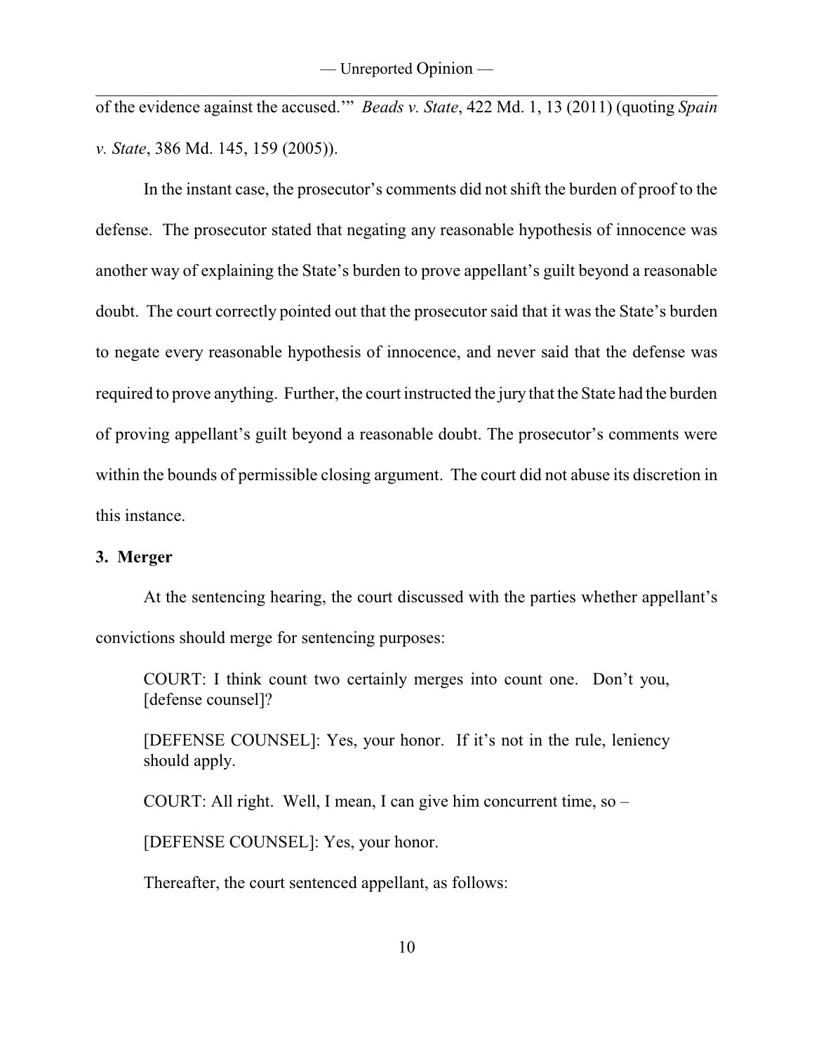of the evidence against the accused.'" *Beads v. State*, 422 Md. 1, 13 (2011) (quoting *Spain v. State*, 386 Md. 145, 159 (2005)).

In the instant case, the prosecutor's comments did not shift the burden of proof to the defense. The prosecutor stated that negating any reasonable hypothesis of innocence was another way of explaining the State's burden to prove appellant's guilt beyond a reasonable doubt. The court correctly pointed out that the prosecutor said that it was the State's burden to negate every reasonable hypothesis of innocence, and never said that the defense was required to prove anything. Further, the court instructed the jury that the State had the burden of proving appellant's guilt beyond a reasonable doubt. The prosecutor's comments were within the bounds of permissible closing argument. The court did not abuse its discretion in this instance.

**3. Merger**

At the sentencing hearing, the court discussed with the parties whether appellant's convictions should merge for sentencing purposes:

> COURT: I think count two certainly merges into count one. Don't you, [defense counsel]?
>
> [DEFENSE COUNSEL]: Yes, your honor. If it's not in the rule, leniency should apply.
>
> COURT: All right. Well, I mean, I can give him concurrent time, so –
>
> [DEFENSE COUNSEL]: Yes, your honor.

Thereafter, the court sentenced appellant, as follows: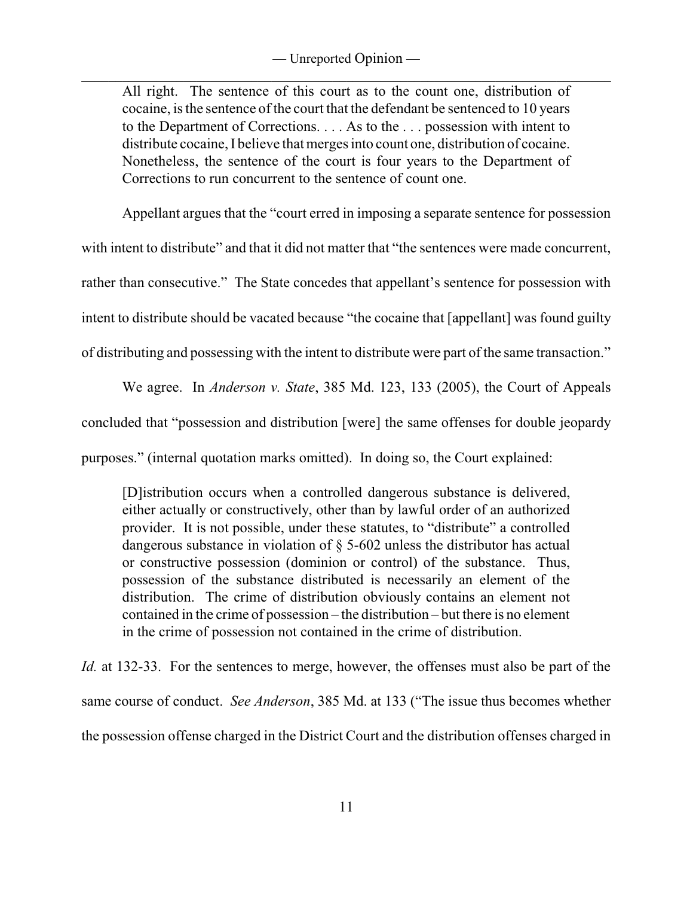> All right. The sentence of this court as to the count one, distribution of cocaine, is the sentence of the court that the defendant be sentenced to 10 years to the Department of Corrections. . . . As to the . . . possession with intent to distribute cocaine, I believe that merges into count one, distribution of cocaine. Nonetheless, the sentence of the court is four years to the Department of Corrections to run concurrent to the sentence of count one.

Appellant argues that the "court erred in imposing a separate sentence for possession with intent to distribute" and that it did not matter that "the sentences were made concurrent, rather than consecutive." The State concedes that appellant's sentence for possession with intent to distribute should be vacated because "the cocaine that [appellant] was found guilty of distributing and possessing with the intent to distribute were part of the same transaction."

We agree. In *Anderson v. State*, 385 Md. 123, 133 (2005), the Court of Appeals concluded that "possession and distribution [were] the same offenses for double jeopardy purposes." (internal quotation marks omitted). In doing so, the Court explained:

> [D]istribution occurs when a controlled dangerous substance is delivered, either actually or constructively, other than by lawful order of an authorized provider. It is not possible, under these statutes, to "distribute" a controlled dangerous substance in violation of § 5-602 unless the distributor has actual or constructive possession (dominion or control) of the substance. Thus, possession of the substance distributed is necessarily an element of the distribution. The crime of distribution obviously contains an element not contained in the crime of possession – the distribution – but there is no element in the crime of possession not contained in the crime of distribution.

*Id.* at 132-33. For the sentences to merge, however, the offenses must also be part of the same course of conduct. *See Anderson*, 385 Md. at 133 ("The issue thus becomes whether the possession offense charged in the District Court and the distribution offenses charged in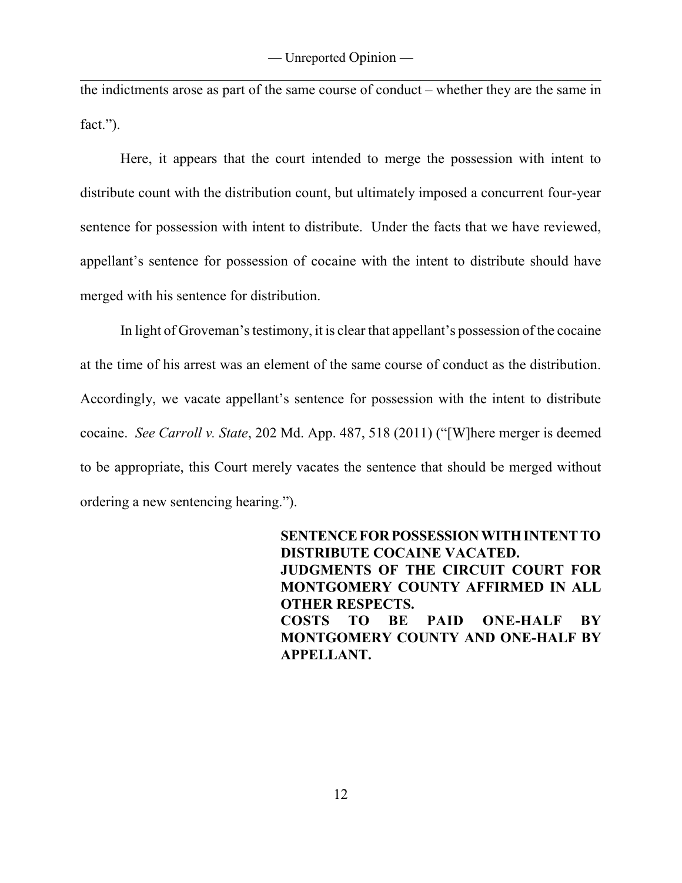the indictments arose as part of the same course of conduct – whether they are the same in fact.").

Here, it appears that the court intended to merge the possession with intent to distribute count with the distribution count, but ultimately imposed a concurrent four-year sentence for possession with intent to distribute. Under the facts that we have reviewed, appellant's sentence for possession of cocaine with the intent to distribute should have merged with his sentence for distribution.

In light of Groveman's testimony, it is clear that appellant's possession of the cocaine at the time of his arrest was an element of the same course of conduct as the distribution. Accordingly, we vacate appellant's sentence for possession with the intent to distribute cocaine. *See Carroll v. State*, 202 Md. App. 487, 518 (2011) ("[W]here merger is deemed to be appropriate, this Court merely vacates the sentence that should be merged without ordering a new sentencing hearing.").

**SENTENCE FOR POSSESSION WITH INTENT TO DISTRIBUTE COCAINE VACATED.**
**JUDGMENTS OF THE CIRCUIT COURT FOR MONTGOMERY COUNTY AFFIRMED IN ALL OTHER RESPECTS.**
**COSTS TO BE PAID ONE-HALF BY MONTGOMERY COUNTY AND ONE-HALF BY APPELLANT.**